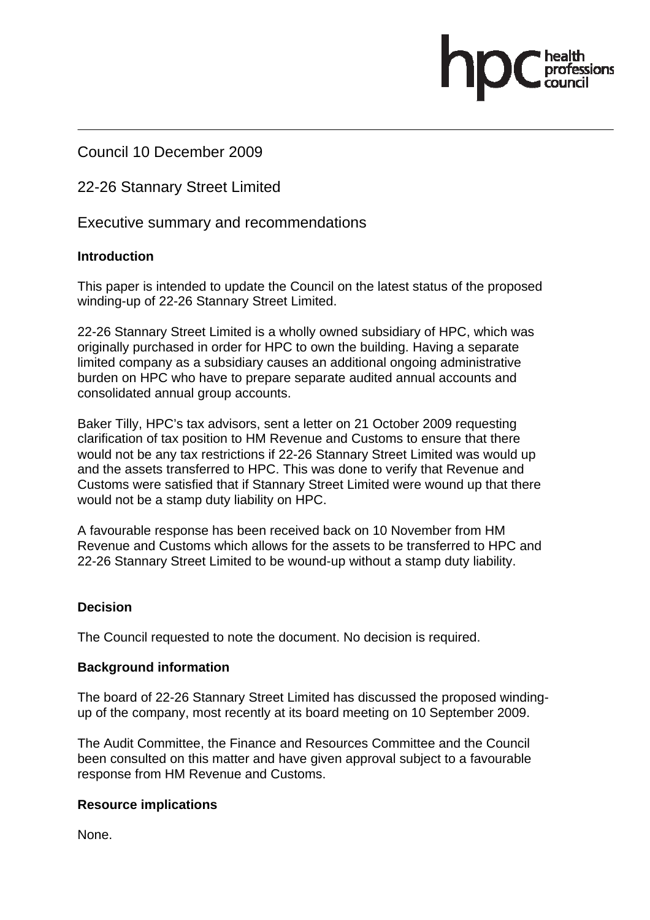Council 10 December 2009

22-26 Stannary Street Limited

Executive summary and recommendations

**Introduction**

This paper is intended to update the Council on the latest status of the proposed winding-up of 22-26 Stannary Street Limited.

22-26 Stannary Street Limited is a wholly owned subsidiary of HPC, which was originally purchased in order for HPC to own the building. Having a separate limited company as a subsidiary causes an additional ongoing administrative burden on HPC who have to prepare separate audited annual accounts and consolidated annual group accounts.

Baker Tilly, HPC's tax advisors, sent a letter on 21 October 2009 requesting clarification of tax position to HM Revenue and Customs to ensure that there would not be any tax restrictions if 22-26 Stannary Street Limited was would up and the assets transferred to HPC. This was done to verify that Revenue and Customs were satisfied that if Stannary Street Limited were wound up that there would not be a stamp duty liability on HPC.

A favourable response has been received back on 10 November from HM Revenue and Customs which allows for the assets to be transferred to HPC and 22-26 Stannary Street Limited to be wound-up without a stamp duty liability.

**Decision**

The Council requested to note the document. No decision is required.

**Background information**

The board of 22-26 Stannary Street Limited has discussed the proposed winding-up of the company, most recently at its board meeting on 10 September 2009.

The Audit Committee, the Finance and Resources Committee and the Council been consulted on this matter and have given approval subject to a favourable response from HM Revenue and Customs.

**Resource implications**

None.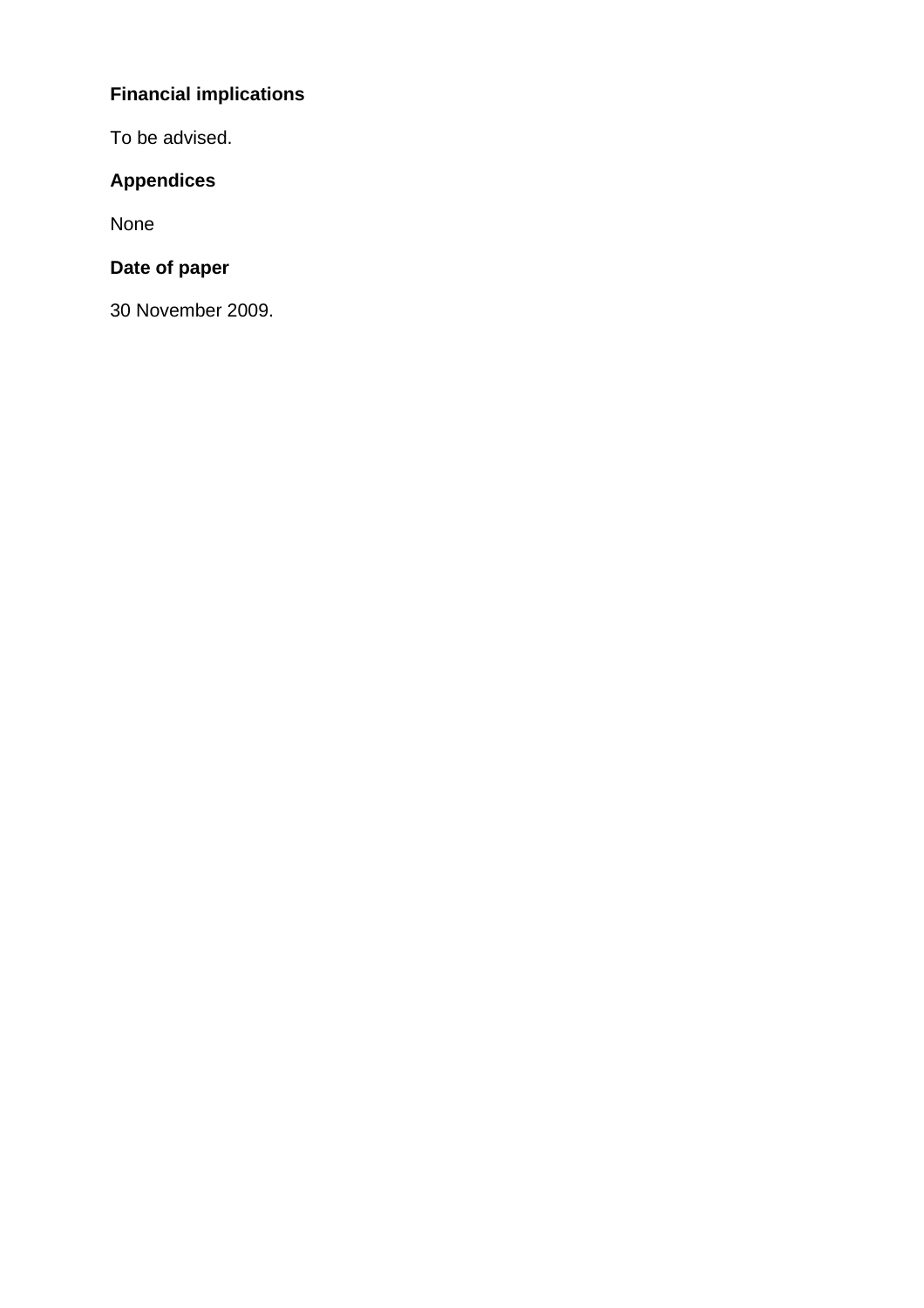**Financial implications**

To be advised.

**Appendices**

None

**Date of paper**

30 November 2009.